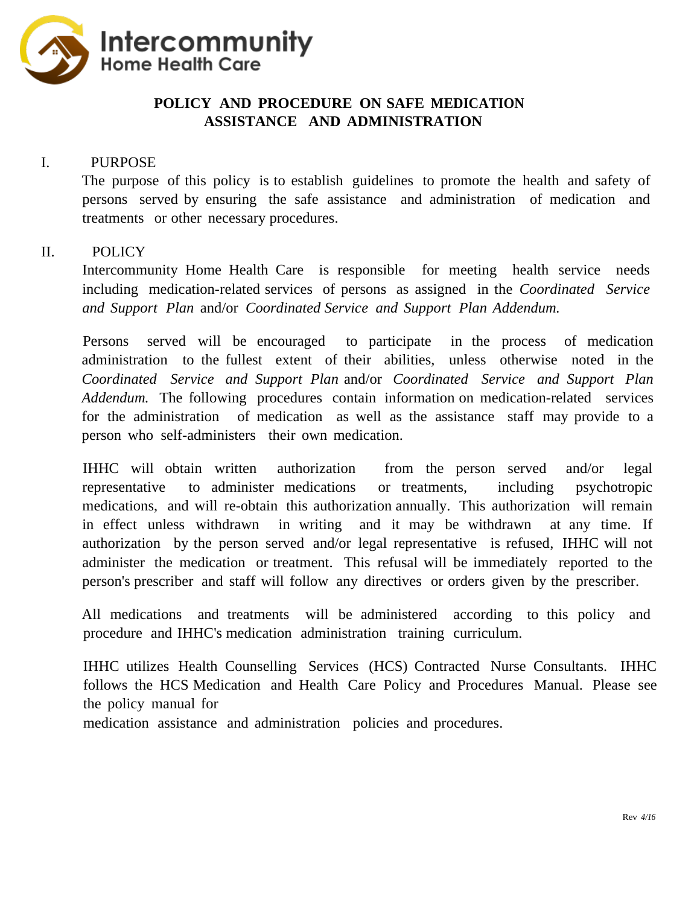Intercommunity Home Health Care

# POLICY AND PROCEDURE ON SAFE MEDICATION ASSISTANCE AND ADMINISTRATION

## I. PURPOSE

The purpose of this policy is to establish guidelines to promote the health and safety of persons served by ensuring the safe assistance and administration of medication and treatments or other necessary procedures.

## II. POLICY

Intercommunity Home Health Care is responsible for meeting health service needs including medication-related services of persons as assigned in the *Coordinated Service and Support Plan* and/or *Coordinated Service and Support Plan Addendum.*

Persons served will be encouraged to participate in the process of medication administration to the fullest extent of their abilities, unless otherwise noted in the *Coordinated Service and Support Plan* and/or *Coordinated Service and Support Plan Addendum.* The following procedures contain information on medication-related services for the administration of medication as well as the assistance staff may provide to a person who self-administers their own medication.

IHHC will obtain written authorization from the person served and/or legal representative to administer medications or treatments, including psychotropic medications, and will re-obtain this authorization annually. This authorization will remain in effect unless withdrawn in writing and it may be withdrawn at any time. If authorization by the person served and/or legal representative is refused, IHHC will not administer the medication or treatment. This refusal will be immediately reported to the person's prescriber and staff will follow any directives or orders given by the prescriber.

All medications and treatments will be administered according to this policy and procedure and IHHC's medication administration training curriculum.

IHHC utilizes Health Counselling Services (HCS) Contracted Nurse Consultants. IHHC follows the HCS Medication and Health Care Policy and Procedures Manual. Please see the policy manual for
medication assistance and administration policies and procedures.

Rev 4/16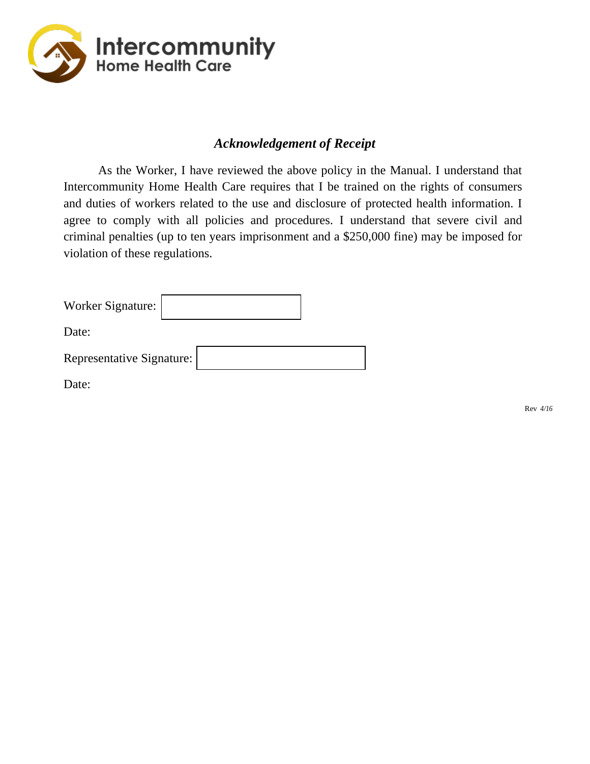Intercommunity
Home Health Care

### *Acknowledgement of Receipt*

As the Worker, I have reviewed the above policy in the Manual. I understand that Intercommunity Home Health Care requires that I be trained on the rights of consumers and duties of workers related to the use and disclosure of protected health information. I agree to comply with all policies and procedures. I understand that severe civil and criminal penalties (up to ten years imprisonment and a $250,000 fine) may be imposed for violation of these regulations.

Worker Signature:

Date:

Representative Signature:

Date:

Rev *4/16*